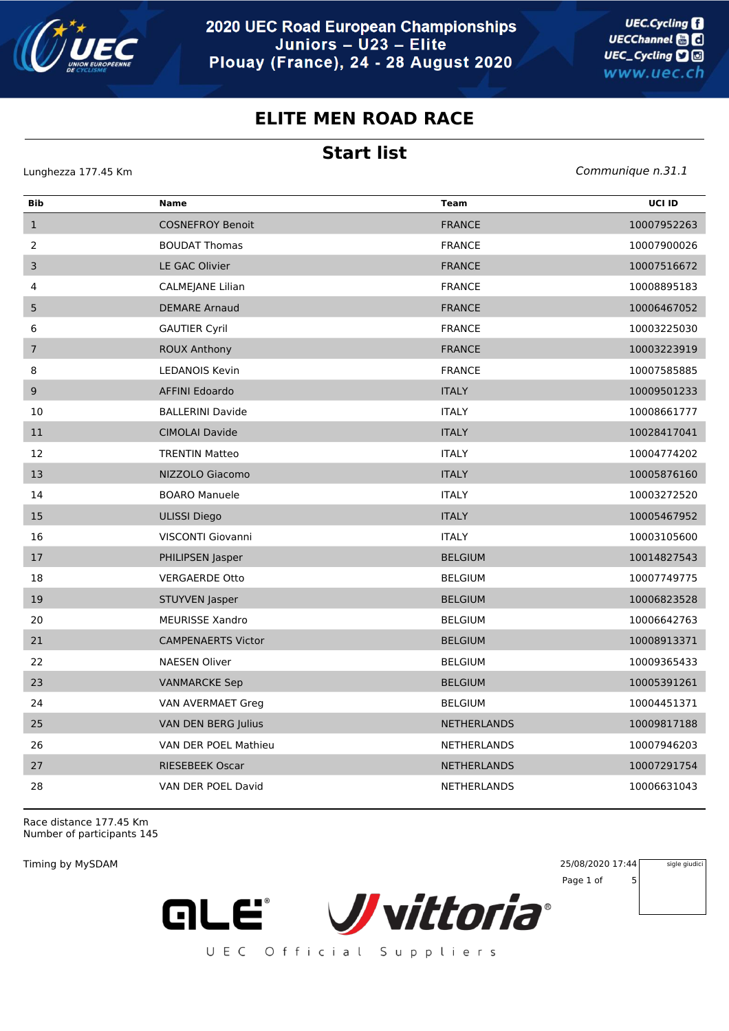# 2020 UEC Road European Championships
## Juniors – U23 – Elite
## Plouay (France), 24 - 28 August 2020

# ELITE MEN ROAD RACE

## Start list

Lunghezza 177.45 Km

*Communique n.31.1*

| Bib | Name | Team | UCI ID |
|---|---|---|---|
| 1 | COSNEFROY Benoit | FRANCE | 10007952263 |
| 2 | BOUDAT Thomas | FRANCE | 10007900026 |
| 3 | LE GAC Olivier | FRANCE | 10007516672 |
| 4 | CALMEJANE Lilian | FRANCE | 10008895183 |
| 5 | DEMARE Arnaud | FRANCE | 10006467052 |
| 6 | GAUTIER Cyril | FRANCE | 10003225030 |
| 7 | ROUX Anthony | FRANCE | 10003223919 |
| 8 | LEDANOIS Kevin | FRANCE | 10007585885 |
| 9 | AFFINI Edoardo | ITALY | 10009501233 |
| 10 | BALLERINI Davide | ITALY | 10008661777 |
| 11 | CIMOLAI Davide | ITALY | 10028417041 |
| 12 | TRENTIN Matteo | ITALY | 10004774202 |
| 13 | NIZZOLO Giacomo | ITALY | 10005876160 |
| 14 | BOARO Manuele | ITALY | 10003272520 |
| 15 | ULISSI Diego | ITALY | 10005467952 |
| 16 | VISCONTI Giovanni | ITALY | 10003105600 |
| 17 | PHILIPSEN Jasper | BELGIUM | 10014827543 |
| 18 | VERGAERDE Otto | BELGIUM | 10007749775 |
| 19 | STUYVEN Jasper | BELGIUM | 10006823528 |
| 20 | MEURISSE Xandro | BELGIUM | 10006642763 |
| 21 | CAMPENAERTS Victor | BELGIUM | 10008913371 |
| 22 | NAESEN Oliver | BELGIUM | 10009365433 |
| 23 | VANMARCKE Sep | BELGIUM | 10005391261 |
| 24 | VAN AVERMAET Greg | BELGIUM | 10004451371 |
| 25 | VAN DEN BERG Julius | NETHERLANDS | 10009817188 |
| 26 | VAN DER POEL Mathieu | NETHERLANDS | 10007946203 |
| 27 | RIESEBEEK Oscar | NETHERLANDS | 10007291754 |
| 28 | VAN DER POEL David | NETHERLANDS | 10006631043 |

Race distance 177.45 Km
Number of participants 145

Timing by MySDAM

25/08/2020 17:44

sigle giudici

UEC Official Suppliers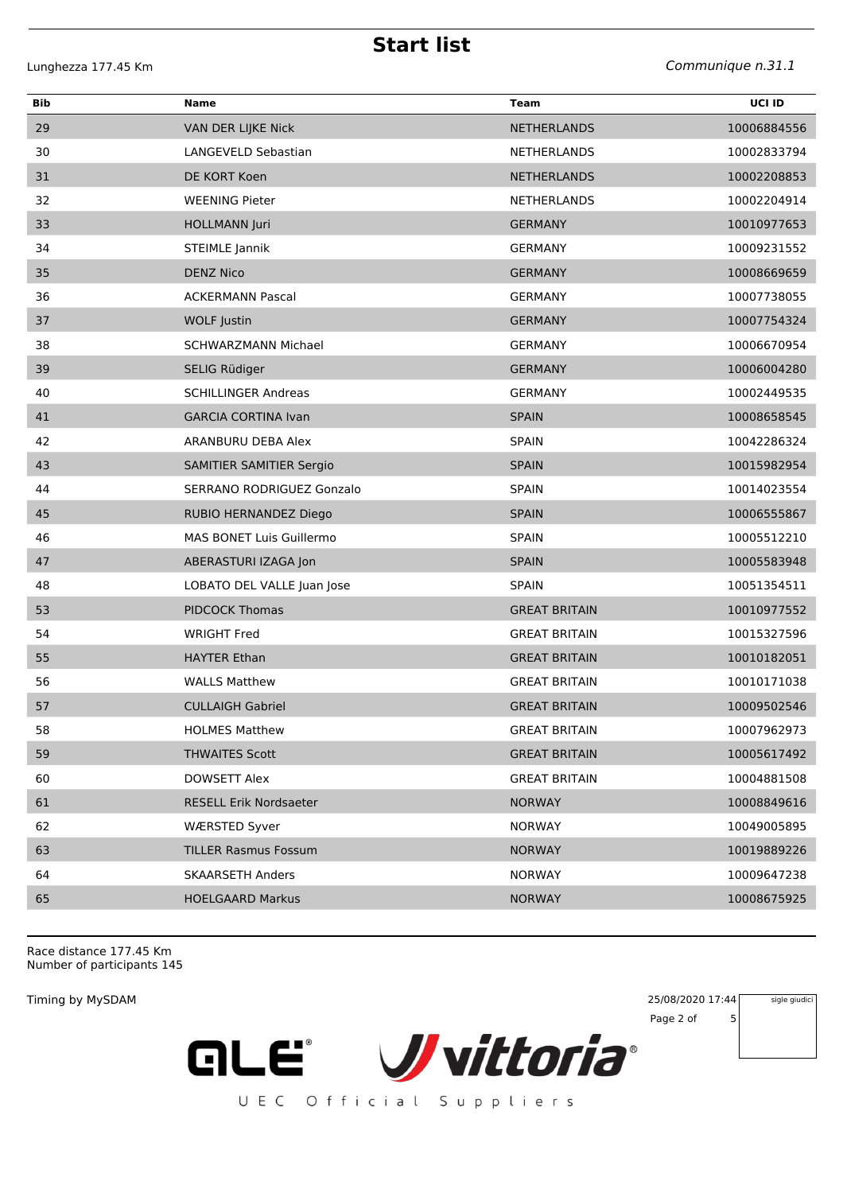# Start list

Lunghezza 177.45 Km

*Communique n.31.1*

| Bib | Name | Team | UCI ID |
|---|---|---|---|
| 29 | VAN DER LIJKE Nick | NETHERLANDS | 10006884556 |
| 30 | LANGEVELD Sebastian | NETHERLANDS | 10002833794 |
| 31 | DE KORT Koen | NETHERLANDS | 10002208853 |
| 32 | WEENING Pieter | NETHERLANDS | 10002204914 |
| 33 | HOLLMANN Juri | GERMANY | 10010977653 |
| 34 | STEIMLE Jannik | GERMANY | 10009231552 |
| 35 | DENZ Nico | GERMANY | 10008669659 |
| 36 | ACKERMANN Pascal | GERMANY | 10007738055 |
| 37 | WOLF Justin | GERMANY | 10007754324 |
| 38 | SCHWARZMANN Michael | GERMANY | 10006670954 |
| 39 | SELIG Rüdiger | GERMANY | 10006004280 |
| 40 | SCHILLINGER Andreas | GERMANY | 10002449535 |
| 41 | GARCIA CORTINA Ivan | SPAIN | 10008658545 |
| 42 | ARANBURU DEBA Alex | SPAIN | 10042286324 |
| 43 | SAMITIER SAMITIER Sergio | SPAIN | 10015982954 |
| 44 | SERRANO RODRIGUEZ Gonzalo | SPAIN | 10014023554 |
| 45 | RUBIO HERNANDEZ Diego | SPAIN | 10006555867 |
| 46 | MAS BONET Luis Guillermo | SPAIN | 10005512210 |
| 47 | ABERASTURI IZAGA Jon | SPAIN | 10005583948 |
| 48 | LOBATO DEL VALLE Juan Jose | SPAIN | 10051354511 |
| 53 | PIDCOCK Thomas | GREAT BRITAIN | 10010977552 |
| 54 | WRIGHT Fred | GREAT BRITAIN | 10015327596 |
| 55 | HAYTER Ethan | GREAT BRITAIN | 10010182051 |
| 56 | WALLS Matthew | GREAT BRITAIN | 10010171038 |
| 57 | CULLAIGH Gabriel | GREAT BRITAIN | 10009502546 |
| 58 | HOLMES Matthew | GREAT BRITAIN | 10007962973 |
| 59 | THWAITES Scott | GREAT BRITAIN | 10005617492 |
| 60 | DOWSETT Alex | GREAT BRITAIN | 10004881508 |
| 61 | RESELL Erik Nordsaeter | NORWAY | 10008849616 |
| 62 | WÆRSTED Syver | NORWAY | 10049005895 |
| 63 | TILLER Rasmus Fossum | NORWAY | 10019889226 |
| 64 | SKAARSETH Anders | NORWAY | 10009647238 |
| 65 | HOELGAARD Markus | NORWAY | 10008675925 |

Race distance 177.45 Km
Number of participants 145

Timing by MySDAM

25/08/2020 17:44

sigle giudici

UEC Official Suppliers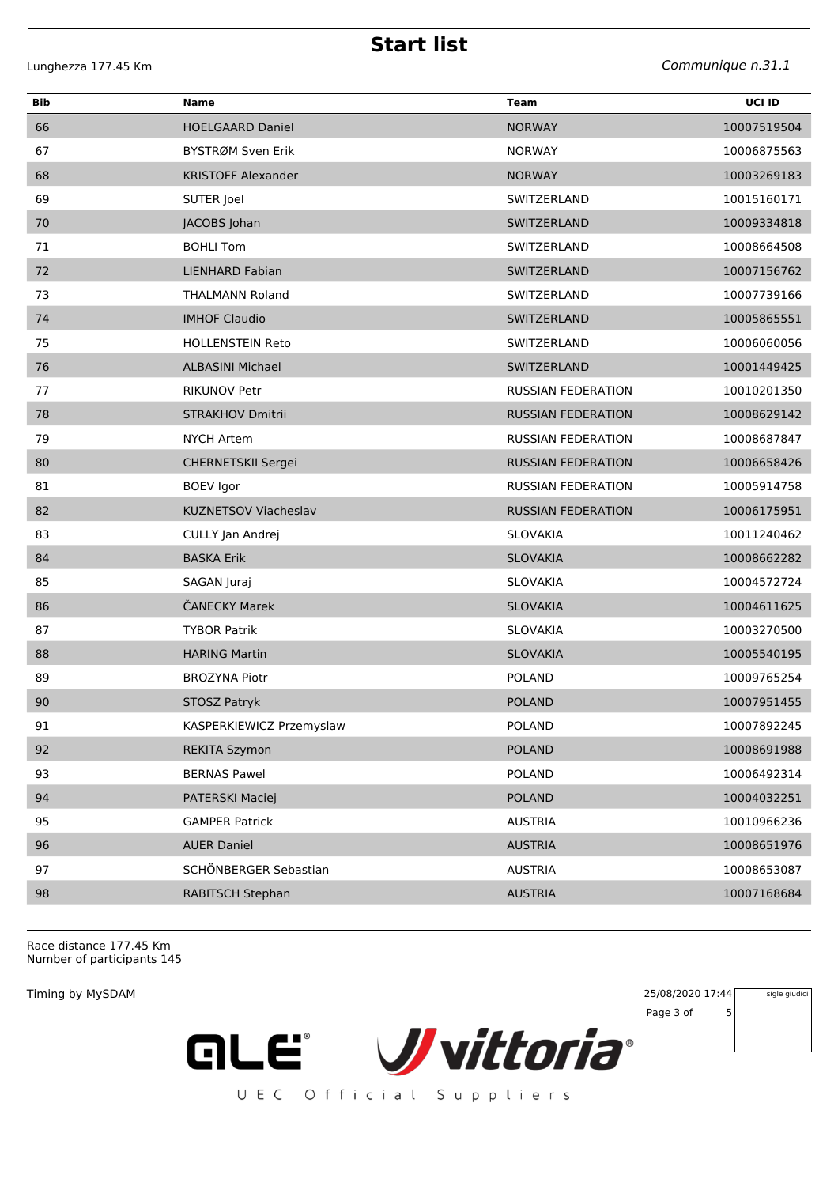# Start list

Lunghezza 177.45 Km

*Communique n.31.1*

| Bib | Name | Team | UCI ID |
|---|---|---|---|
| 66 | HOELGAARD Daniel | NORWAY | 10007519504 |
| 67 | BYSTRØM Sven Erik | NORWAY | 10006875563 |
| 68 | KRISTOFF Alexander | NORWAY | 10003269183 |
| 69 | SUTER Joel | SWITZERLAND | 10015160171 |
| 70 | JACOBS Johan | SWITZERLAND | 10009334818 |
| 71 | BOHLI Tom | SWITZERLAND | 10008664508 |
| 72 | LIENHARD Fabian | SWITZERLAND | 10007156762 |
| 73 | THALMANN Roland | SWITZERLAND | 10007739166 |
| 74 | IMHOF Claudio | SWITZERLAND | 10005865551 |
| 75 | HOLLENSTEIN Reto | SWITZERLAND | 10006060056 |
| 76 | ALBASINI Michael | SWITZERLAND | 10001449425 |
| 77 | RIKUNOV Petr | RUSSIAN FEDERATION | 10010201350 |
| 78 | STRAKHOV Dmitrii | RUSSIAN FEDERATION | 10008629142 |
| 79 | NYCH Artem | RUSSIAN FEDERATION | 10008687847 |
| 80 | CHERNETSKII Sergei | RUSSIAN FEDERATION | 10006658426 |
| 81 | BOEV Igor | RUSSIAN FEDERATION | 10005914758 |
| 82 | KUZNETSOV Viacheslav | RUSSIAN FEDERATION | 10006175951 |
| 83 | CULLY Jan Andrej | SLOVAKIA | 10011240462 |
| 84 | BASKA Erik | SLOVAKIA | 10008662282 |
| 85 | SAGAN Juraj | SLOVAKIA | 10004572724 |
| 86 | ČANECKY Marek | SLOVAKIA | 10004611625 |
| 87 | TYBOR Patrik | SLOVAKIA | 10003270500 |
| 88 | HARING Martin | SLOVAKIA | 10005540195 |
| 89 | BROZYNA Piotr | POLAND | 10009765254 |
| 90 | STOSZ Patryk | POLAND | 10007951455 |
| 91 | KASPERKIEWICZ Przemyslaw | POLAND | 10007892245 |
| 92 | REKITA Szymon | POLAND | 10008691988 |
| 93 | BERNAS Pawel | POLAND | 10006492314 |
| 94 | PATERSKI Maciej | POLAND | 10004032251 |
| 95 | GAMPER Patrick | AUSTRIA | 10010966236 |
| 96 | AUER Daniel | AUSTRIA | 10008651976 |
| 97 | SCHÖNBERGER Sebastian | AUSTRIA | 10008653087 |
| 98 | RABITSCH Stephan | AUSTRIA | 10007168684 |

Race distance 177.45 Km
Number of participants 145

Timing by MySDAM

25/08/2020 17:44

sigle giudici

UEC Official Suppliers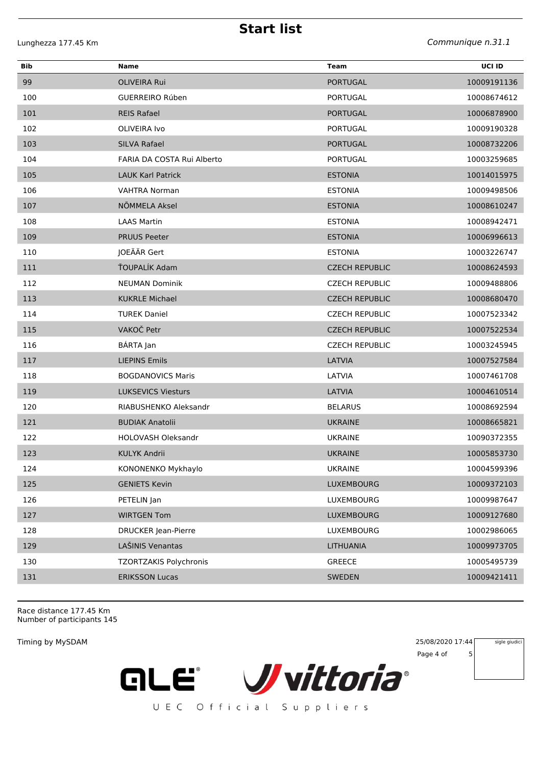# Start list

Lunghezza 177.45 Km

*Communique n.31.1*

| Bib | Name | Team | UCI ID |
|---|---|---|---|
| 99 | OLIVEIRA Rui | PORTUGAL | 10009191136 |
| 100 | GUERREIRO Rúben | PORTUGAL | 10008674612 |
| 101 | REIS Rafael | PORTUGAL | 10006878900 |
| 102 | OLIVEIRA Ivo | PORTUGAL | 10009190328 |
| 103 | SILVA Rafael | PORTUGAL | 10008732206 |
| 104 | FARIA DA COSTA Rui Alberto | PORTUGAL | 10003259685 |
| 105 | LAUK Karl Patrick | ESTONIA | 10014015975 |
| 106 | VAHTRA Norman | ESTONIA | 10009498506 |
| 107 | NÕMMELA Aksel | ESTONIA | 10008610247 |
| 108 | LAAS Martin | ESTONIA | 10008942471 |
| 109 | PRUUS Peeter | ESTONIA | 10006996613 |
| 110 | JOEÄÄR Gert | ESTONIA | 10003226747 |
| 111 | ŤOUPALÍK Adam | CZECH REPUBLIC | 10008624593 |
| 112 | NEUMAN Dominik | CZECH REPUBLIC | 10009488806 |
| 113 | KUKRLE Michael | CZECH REPUBLIC | 10008680470 |
| 114 | TUREK Daniel | CZECH REPUBLIC | 10007523342 |
| 115 | VAKOČ Petr | CZECH REPUBLIC | 10007522534 |
| 116 | BÁRTA Jan | CZECH REPUBLIC | 10003245945 |
| 117 | LIEPINS Emils | LATVIA | 10007527584 |
| 118 | BOGDANOVICS Maris | LATVIA | 10007461708 |
| 119 | LUKSEVICS Viesturs | LATVIA | 10004610514 |
| 120 | RIABUSHENKO Aleksandr | BELARUS | 10008692594 |
| 121 | BUDIAK Anatolii | UKRAINE | 10008665821 |
| 122 | HOLOVASH Oleksandr | UKRAINE | 10090372355 |
| 123 | KULYK Andrii | UKRAINE | 10005853730 |
| 124 | KONONENKO Mykhaylo | UKRAINE | 10004599396 |
| 125 | GENIETS Kevin | LUXEMBOURG | 10009372103 |
| 126 | PETELIN Jan | LUXEMBOURG | 10009987647 |
| 127 | WIRTGEN Tom | LUXEMBOURG | 10009127680 |
| 128 | DRUCKER Jean-Pierre | LUXEMBOURG | 10002986065 |
| 129 | LAŠINIS Venantas | LITHUANIA | 10009973705 |
| 130 | TZORTZAKIS Polychronis | GREECE | 10005495739 |
| 131 | ERIKSSON Lucas | SWEDEN | 10009421411 |

Race distance 177.45 Km
Number of participants 145

Timing by MySDAM

25/08/2020 17:44

sigle giudici

UEC Official Suppliers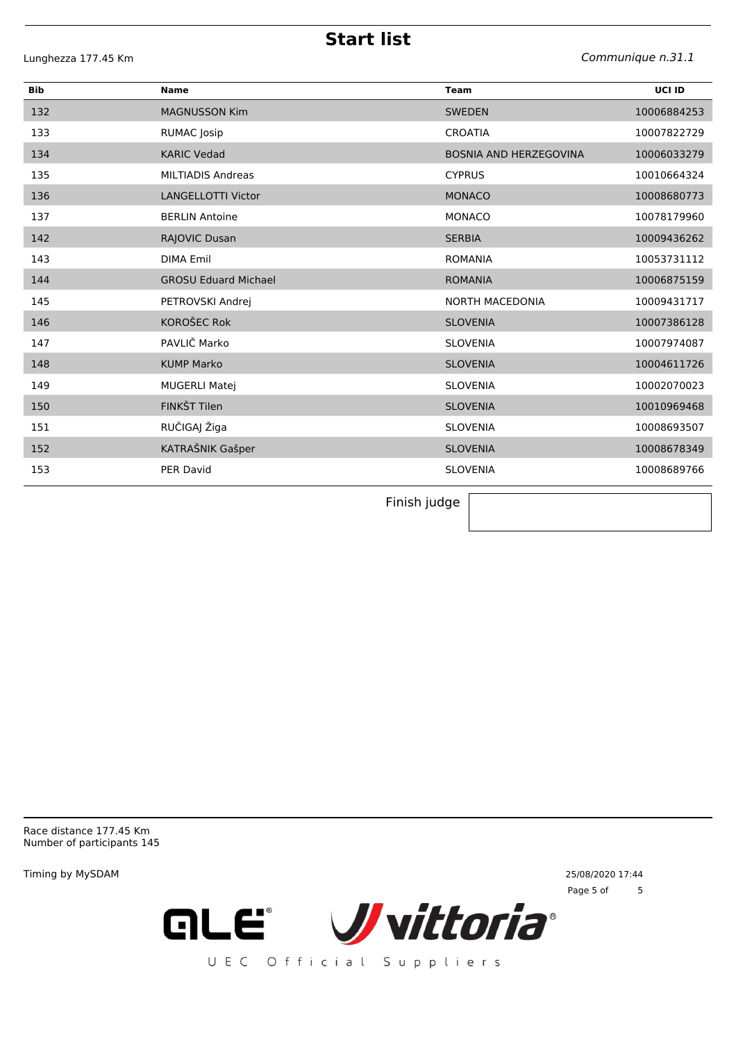# Start list

Lunghezza 177.45 Km

*Communique n.31.1*

| Bib | Name | Team | UCI ID |
|---|---|---|---|
| 132 | MAGNUSSON Kim | SWEDEN | 10006884253 |
| 133 | RUMAC Josip | CROATIA | 10007822729 |
| 134 | KARIC Vedad | BOSNIA AND HERZEGOVINA | 10006033279 |
| 135 | MILTIADIS Andreas | CYPRUS | 10010664324 |
| 136 | LANGELLOTTI Victor | MONACO | 10008680773 |
| 137 | BERLIN Antoine | MONACO | 10078179960 |
| 142 | RAJOVIC Dusan | SERBIA | 10009436262 |
| 143 | DIMA Emil | ROMANIA | 10053731112 |
| 144 | GROSU Eduard Michael | ROMANIA | 10006875159 |
| 145 | PETROVSKI Andrej | NORTH MACEDONIA | 10009431717 |
| 146 | KOROŠEC Rok | SLOVENIA | 10007386128 |
| 147 | PAVLIČ Marko | SLOVENIA | 10007974087 |
| 148 | KUMP Marko | SLOVENIA | 10004611726 |
| 149 | MUGERLI Matej | SLOVENIA | 10002070023 |
| 150 | FINKŠT Tilen | SLOVENIA | 10010969468 |
| 151 | RUČIGAJ Žiga | SLOVENIA | 10008693507 |
| 152 | KATRAŠNIK Gašper | SLOVENIA | 10008678349 |
| 153 | PER David | SLOVENIA | 10008689766 |

Finish judge

Race distance 177.45 Km
Number of participants 145

Timing by MySDAM

25/08/2020 17:44

UEC Official Suppliers